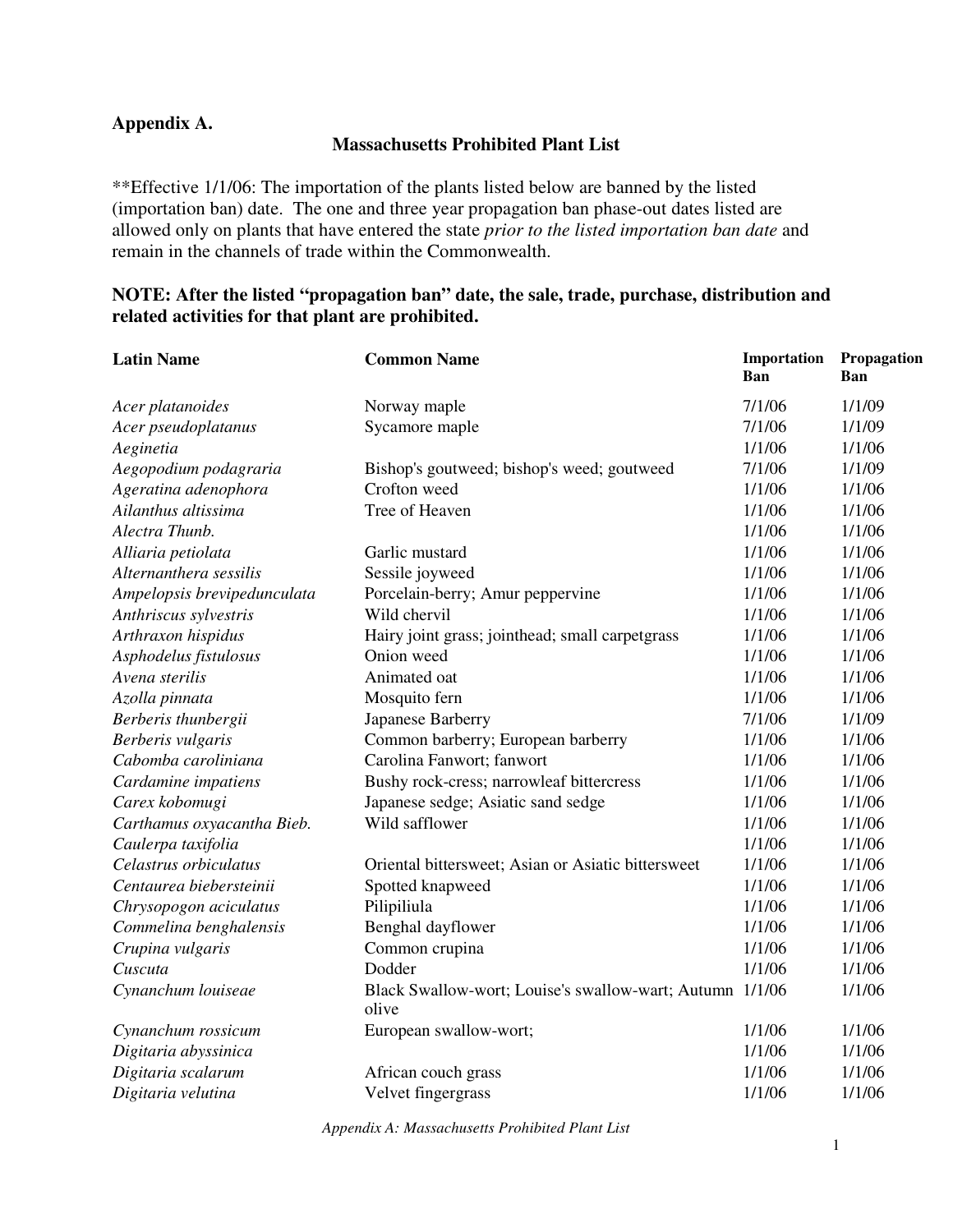Appendix A.

# Massachusetts Prohibited Plant List

**Effective 1/1/06: The importation of the plants listed below are banned by the listed (importation ban) date. The one and three year propagation ban phase-out dates listed are allowed only on plants that have entered the state *prior to the listed importation ban date* and remain in the channels of trade within the Commonwealth.

**NOTE: After the listed "propagation ban" date, the sale, trade, purchase, distribution and related activities for that plant are prohibited.**

| Latin Name | Common Name | Importation Ban | Propagation Ban |
|---|---|---|---|
| *Acer platanoides* | Norway maple | 7/1/06 | 1/1/09 |
| *Acer pseudoplatanus* | Sycamore maple | 7/1/06 | 1/1/09 |
| *Aeginetia* | | 1/1/06 | 1/1/06 |
| *Aegopodium podagraria* | Bishop's goutweed; bishop's weed; goutweed | 7/1/06 | 1/1/09 |
| *Ageratina adenophora* | Crofton weed | 1/1/06 | 1/1/06 |
| *Ailanthus altissima* | Tree of Heaven | 1/1/06 | 1/1/06 |
| *Alectra Thunb.* | | 1/1/06 | 1/1/06 |
| *Alliaria petiolata* | Garlic mustard | 1/1/06 | 1/1/06 |
| *Alternanthera sessilis* | Sessile joyweed | 1/1/06 | 1/1/06 |
| *Ampelopsis brevipedunculata* | Porcelain-berry; Amur peppervine | 1/1/06 | 1/1/06 |
| *Anthriscus sylvestris* | Wild chervil | 1/1/06 | 1/1/06 |
| *Arthraxon hispidus* | Hairy joint grass; jointhead; small carpetgrass | 1/1/06 | 1/1/06 |
| *Asphodelus fistulosus* | Onion weed | 1/1/06 | 1/1/06 |
| *Avena sterilis* | Animated oat | 1/1/06 | 1/1/06 |
| *Azolla pinnata* | Mosquito fern | 1/1/06 | 1/1/06 |
| *Berberis thunbergii* | Japanese Barberry | 7/1/06 | 1/1/09 |
| *Berberis vulgaris* | Common barberry; European barberry | 1/1/06 | 1/1/06 |
| *Cabomba caroliniana* | Carolina Fanwort; fanwort | 1/1/06 | 1/1/06 |
| *Cardamine impatiens* | Bushy rock-cress; narrowleaf bittercress | 1/1/06 | 1/1/06 |
| *Carex kobomugi* | Japanese sedge; Asiatic sand sedge | 1/1/06 | 1/1/06 |
| *Carthamus oxyacantha Bieb.* | Wild safflower | 1/1/06 | 1/1/06 |
| *Caulerpa taxifolia* | | 1/1/06 | 1/1/06 |
| *Celastrus orbiculatus* | Oriental bittersweet; Asian or Asiatic bittersweet | 1/1/06 | 1/1/06 |
| *Centaurea biebersteinii* | Spotted knapweed | 1/1/06 | 1/1/06 |
| *Chrysopogon aciculatus* | Pilipiliula | 1/1/06 | 1/1/06 |
| *Commelina benghalensis* | Benghal dayflower | 1/1/06 | 1/1/06 |
| *Crupina vulgaris* | Common crupina | 1/1/06 | 1/1/06 |
| *Cuscuta* | Dodder | 1/1/06 | 1/1/06 |
| *Cynanchum louiseae* | Black Swallow-wort; Louise's swallow-wart; Autumn olive | 1/1/06 | 1/1/06 |
| *Cynanchum rossicum* | European swallow-wort; | 1/1/06 | 1/1/06 |
| *Digitaria abyssinica* | | 1/1/06 | 1/1/06 |
| *Digitaria scalarum* | African couch grass | 1/1/06 | 1/1/06 |
| *Digitaria velutina* | Velvet fingergrass | 1/1/06 | 1/1/06 |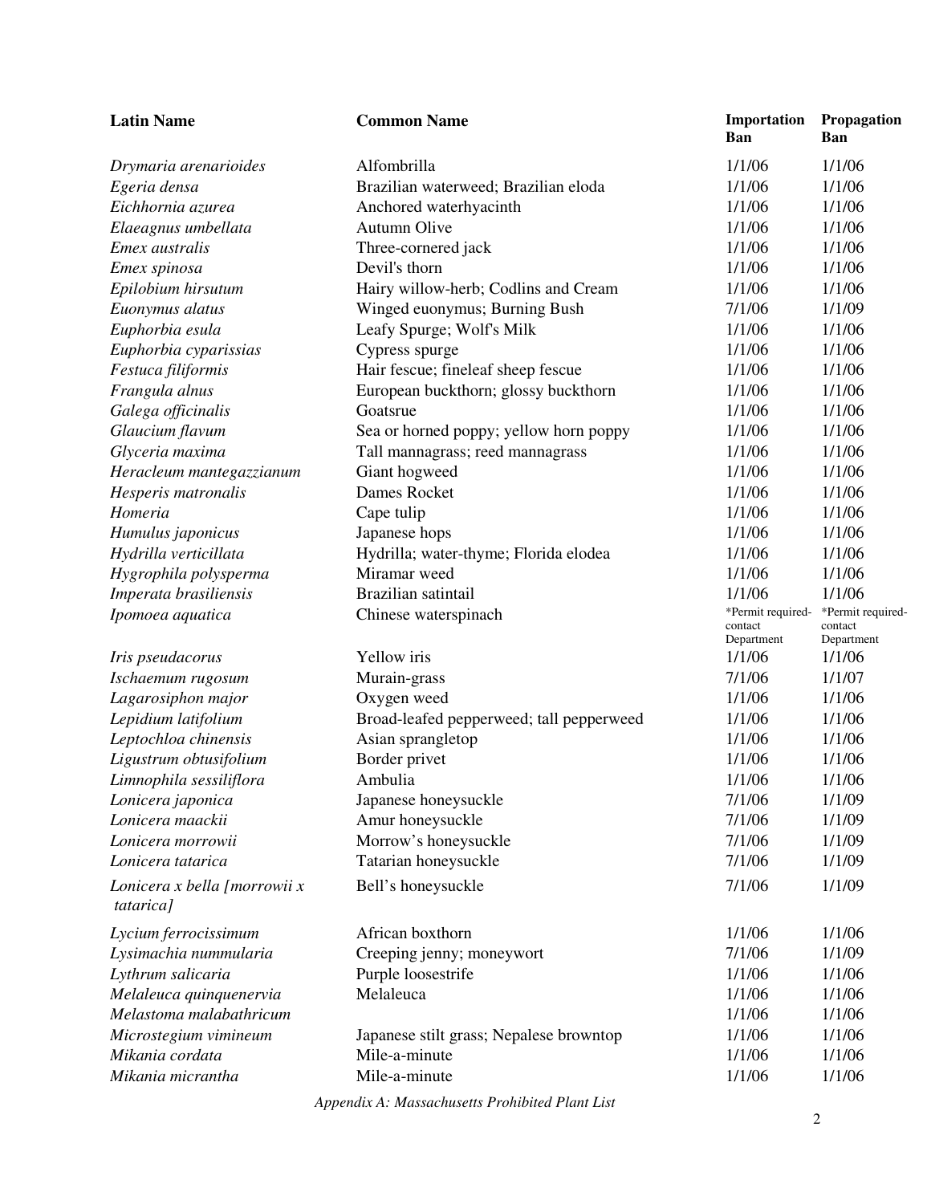| Latin Name | Common Name | Importation Ban | Propagation Ban |
|---|---|---|---|
| *Drymaria arenarioides* | Alfombrilla | 1/1/06 | 1/1/06 |
| *Egeria densa* | Brazilian waterweed; Brazilian eloda | 1/1/06 | 1/1/06 |
| *Eichhornia azurea* | Anchored waterhyacinth | 1/1/06 | 1/1/06 |
| *Elaeagnus umbellata* | Autumn Olive | 1/1/06 | 1/1/06 |
| *Emex australis* | Three-cornered jack | 1/1/06 | 1/1/06 |
| *Emex spinosa* | Devil's thorn | 1/1/06 | 1/1/06 |
| *Epilobium hirsutum* | Hairy willow-herb; Codlins and Cream | 1/1/06 | 1/1/06 |
| *Euonymus alatus* | Winged euonymus; Burning Bush | 7/1/06 | 1/1/09 |
| *Euphorbia esula* | Leafy Spurge; Wolf's Milk | 1/1/06 | 1/1/06 |
| *Euphorbia cyparissias* | Cypress spurge | 1/1/06 | 1/1/06 |
| *Festuca filiformis* | Hair fescue; fineleaf sheep fescue | 1/1/06 | 1/1/06 |
| *Frangula alnus* | European buckthorn; glossy buckthorn | 1/1/06 | 1/1/06 |
| *Galega officinalis* | Goatsrue | 1/1/06 | 1/1/06 |
| *Glaucium flavum* | Sea or horned poppy; yellow horn poppy | 1/1/06 | 1/1/06 |
| *Glyceria maxima* | Tall mannagrass; reed mannagrass | 1/1/06 | 1/1/06 |
| *Heracleum mantegazzianum* | Giant hogweed | 1/1/06 | 1/1/06 |
| *Hesperis matronalis* | Dames Rocket | 1/1/06 | 1/1/06 |
| *Homeria* | Cape tulip | 1/1/06 | 1/1/06 |
| *Humulus japonicus* | Japanese hops | 1/1/06 | 1/1/06 |
| *Hydrilla verticillata* | Hydrilla; water-thyme; Florida elodea | 1/1/06 | 1/1/06 |
| *Hygrophila polysperma* | Miramar weed | 1/1/06 | 1/1/06 |
| *Imperata brasiliensis* | Brazilian satintail | 1/1/06 | 1/1/06 |
| *Ipomoea aquatica* | Chinese waterspinach | *Permit required-contact Department | *Permit required-contact Department |
| *Iris pseudacorus* | Yellow iris | 1/1/06 | 1/1/06 |
| *Ischaemum rugosum* | Murain-grass | 7/1/06 | 1/1/07 |
| *Lagarosiphon major* | Oxygen weed | 1/1/06 | 1/1/06 |
| *Lepidium latifolium* | Broad-leafed pepperweed; tall pepperweed | 1/1/06 | 1/1/06 |
| *Leptochloa chinensis* | Asian sprangletop | 1/1/06 | 1/1/06 |
| *Ligustrum obtusifolium* | Border privet | 1/1/06 | 1/1/06 |
| *Limnophila sessiliflora* | Ambulia | 1/1/06 | 1/1/06 |
| *Lonicera japonica* | Japanese honeysuckle | 7/1/06 | 1/1/09 |
| *Lonicera maackii* | Amur honeysuckle | 7/1/06 | 1/1/09 |
| *Lonicera morrowii* | Morrow's honeysuckle | 7/1/06 | 1/1/09 |
| *Lonicera tatarica* | Tatarian honeysuckle | 7/1/06 | 1/1/09 |
| *Lonicera x bella [morrowii x tatarica]* | Bell's honeysuckle | 7/1/06 | 1/1/09 |
| *Lycium ferrocissimum* | African boxthorn | 1/1/06 | 1/1/06 |
| *Lysimachia nummularia* | Creeping jenny; moneywort | 7/1/06 | 1/1/09 |
| *Lythrum salicaria* | Purple loosestrife | 1/1/06 | 1/1/06 |
| *Melaleuca quinquenervia* | Melaleuca | 1/1/06 | 1/1/06 |
| *Melastoma malabathricum* | | 1/1/06 | 1/1/06 |
| *Microstegium vimineum* | Japanese stilt grass; Nepalese browntop | 1/1/06 | 1/1/06 |
| *Mikania cordata* | Mile-a-minute | 1/1/06 | 1/1/06 |
| *Mikania micrantha* | Mile-a-minute | 1/1/06 | 1/1/06 |

*Appendix A: Massachusetts Prohibited Plant List*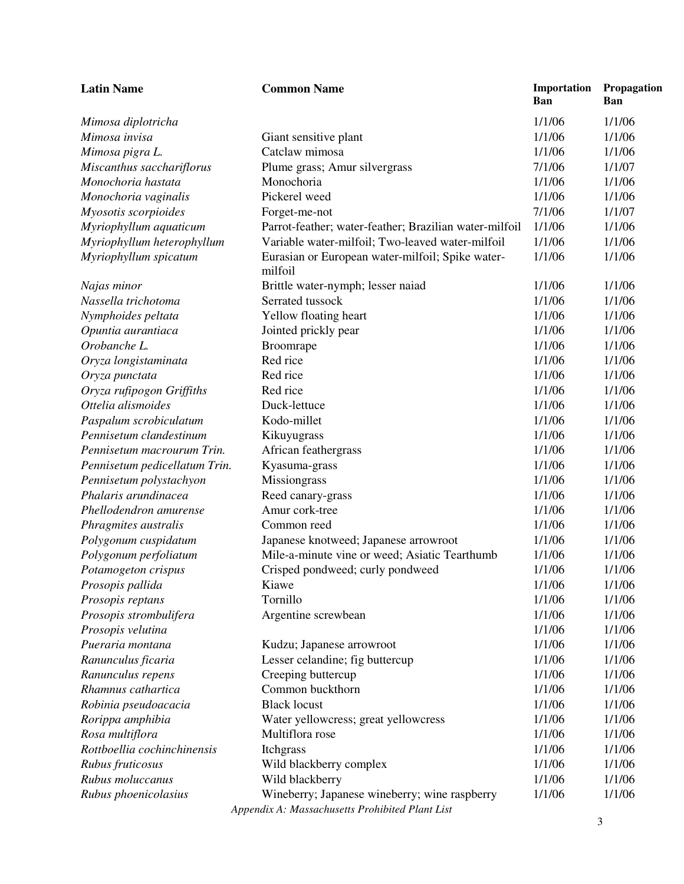| Latin Name | Common Name | Importation Ban | Propagation Ban |
|---|---|---|---|
| *Mimosa diplotricha* | | 1/1/06 | 1/1/06 |
| *Mimosa invisa* | Giant sensitive plant | 1/1/06 | 1/1/06 |
| *Mimosa pigra L.* | Catclaw mimosa | 1/1/06 | 1/1/06 |
| *Miscanthus sacchariflorus* | Plume grass; Amur silvergrass | 7/1/06 | 1/1/07 |
| *Monochoria hastata* | Monochoria | 1/1/06 | 1/1/06 |
| *Monochoria vaginalis* | Pickerel weed | 1/1/06 | 1/1/06 |
| *Myosotis scorpioides* | Forget-me-not | 7/1/06 | 1/1/07 |
| *Myriophyllum aquaticum* | Parrot-feather; water-feather; Brazilian water-milfoil | 1/1/06 | 1/1/06 |
| *Myriophyllum heterophyllum* | Variable water-milfoil; Two-leaved water-milfoil | 1/1/06 | 1/1/06 |
| *Myriophyllum spicatum* | Eurasian or European water-milfoil; Spike water-milfoil | 1/1/06 | 1/1/06 |
| *Najas minor* | Brittle water-nymph; lesser naiad | 1/1/06 | 1/1/06 |
| *Nassella trichotoma* | Serrated tussock | 1/1/06 | 1/1/06 |
| *Nymphoides peltata* | Yellow floating heart | 1/1/06 | 1/1/06 |
| *Opuntia aurantiaca* | Jointed prickly pear | 1/1/06 | 1/1/06 |
| *Orobanche L.* | Broomrape | 1/1/06 | 1/1/06 |
| *Oryza longistaminata* | Red rice | 1/1/06 | 1/1/06 |
| *Oryza punctata* | Red rice | 1/1/06 | 1/1/06 |
| *Oryza rufipogon Griffiths* | Red rice | 1/1/06 | 1/1/06 |
| *Ottelia alismoides* | Duck-lettuce | 1/1/06 | 1/1/06 |
| *Paspalum scrobiculatum* | Kodo-millet | 1/1/06 | 1/1/06 |
| *Pennisetum clandestinum* | Kikuyugrass | 1/1/06 | 1/1/06 |
| *Pennisetum macrourum Trin.* | African feathergrass | 1/1/06 | 1/1/06 |
| *Pennisetum pedicellatum Trin.* | Kyasuma-grass | 1/1/06 | 1/1/06 |
| *Pennisetum polystachyon* | Missiongrass | 1/1/06 | 1/1/06 |
| *Phalaris arundinacea* | Reed canary-grass | 1/1/06 | 1/1/06 |
| *Phellodendron amurense* | Amur cork-tree | 1/1/06 | 1/1/06 |
| *Phragmites australis* | Common reed | 1/1/06 | 1/1/06 |
| *Polygonum cuspidatum* | Japanese knotweed; Japanese arrowroot | 1/1/06 | 1/1/06 |
| *Polygonum perfoliatum* | Mile-a-minute vine or weed; Asiatic Tearthumb | 1/1/06 | 1/1/06 |
| *Potamogeton crispus* | Crisped pondweed; curly pondweed | 1/1/06 | 1/1/06 |
| *Prosopis pallida* | Kiawe | 1/1/06 | 1/1/06 |
| *Prosopis reptans* | Tornillo | 1/1/06 | 1/1/06 |
| *Prosopis strombulifera* | Argentine screwbean | 1/1/06 | 1/1/06 |
| *Prosopis velutina* | | 1/1/06 | 1/1/06 |
| *Pueraria montana* | Kudzu; Japanese arrowroot | 1/1/06 | 1/1/06 |
| *Ranunculus ficaria* | Lesser celandine; fig buttercup | 1/1/06 | 1/1/06 |
| *Ranunculus repens* | Creeping buttercup | 1/1/06 | 1/1/06 |
| *Rhamnus cathartica* | Common buckthorn | 1/1/06 | 1/1/06 |
| *Robinia pseudoacacia* | Black locust | 1/1/06 | 1/1/06 |
| *Rorippa amphibia* | Water yellowcress; great yellowcress | 1/1/06 | 1/1/06 |
| *Rosa multiflora* | Multiflora rose | 1/1/06 | 1/1/06 |
| *Rottboellia cochinchinensis* | Itchgrass | 1/1/06 | 1/1/06 |
| *Rubus fruticosus* | Wild blackberry complex | 1/1/06 | 1/1/06 |
| *Rubus moluccanus* | Wild blackberry | 1/1/06 | 1/1/06 |
| *Rubus phoenicolasius* | Wineberry; Japanese wineberry; wine raspberry | 1/1/06 | 1/1/06 |

*Appendix A: Massachusetts Prohibited Plant List*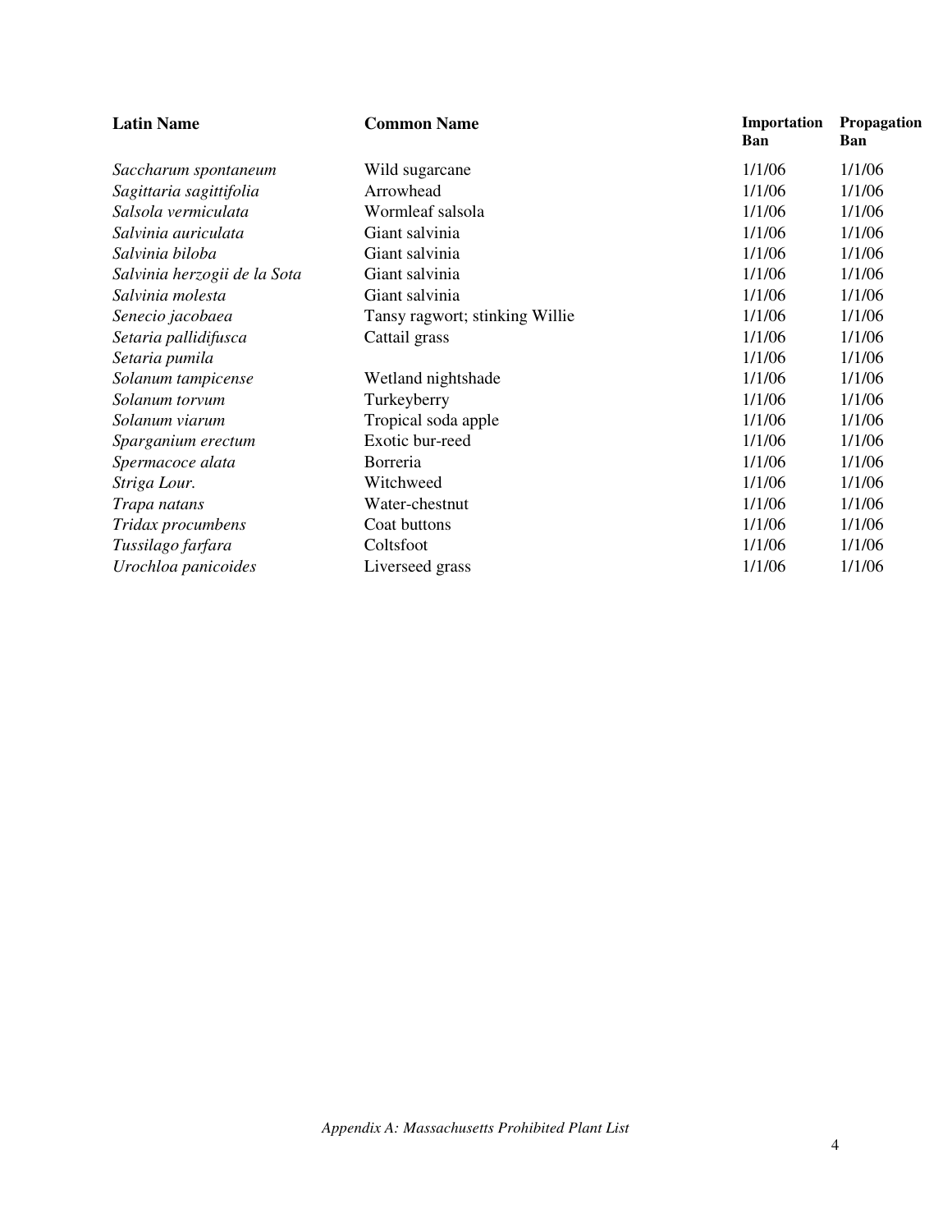| Latin Name | Common Name | Importation Ban | Propagation Ban |
|---|---|---|---|
| *Saccharum spontaneum* | Wild sugarcane | 1/1/06 | 1/1/06 |
| *Sagittaria sagittifolia* | Arrowhead | 1/1/06 | 1/1/06 |
| *Salsola vermiculata* | Wormleaf salsola | 1/1/06 | 1/1/06 |
| *Salvinia auriculata* | Giant salvinia | 1/1/06 | 1/1/06 |
| *Salvinia biloba* | Giant salvinia | 1/1/06 | 1/1/06 |
| *Salvinia herzogii de la Sota* | Giant salvinia | 1/1/06 | 1/1/06 |
| *Salvinia molesta* | Giant salvinia | 1/1/06 | 1/1/06 |
| *Senecio jacobaea* | Tansy ragwort; stinking Willie | 1/1/06 | 1/1/06 |
| *Setaria pallidifusca* | Cattail grass | 1/1/06 | 1/1/06 |
| *Setaria pumila* | | 1/1/06 | 1/1/06 |
| *Solanum tampicense* | Wetland nightshade | 1/1/06 | 1/1/06 |
| *Solanum torvum* | Turkeyberry | 1/1/06 | 1/1/06 |
| *Solanum viarum* | Tropical soda apple | 1/1/06 | 1/1/06 |
| *Sparganium erectum* | Exotic bur-reed | 1/1/06 | 1/1/06 |
| *Spermacoce alata* | Borreria | 1/1/06 | 1/1/06 |
| *Striga Lour.* | Witchweed | 1/1/06 | 1/1/06 |
| *Trapa natans* | Water-chestnut | 1/1/06 | 1/1/06 |
| *Tridax procumbens* | Coat buttons | 1/1/06 | 1/1/06 |
| *Tussilago farfara* | Coltsfoot | 1/1/06 | 1/1/06 |
| *Urochloa panicoides* | Liverseed grass | 1/1/06 | 1/1/06 |

*Appendix A: Massachusetts Prohibited Plant List*